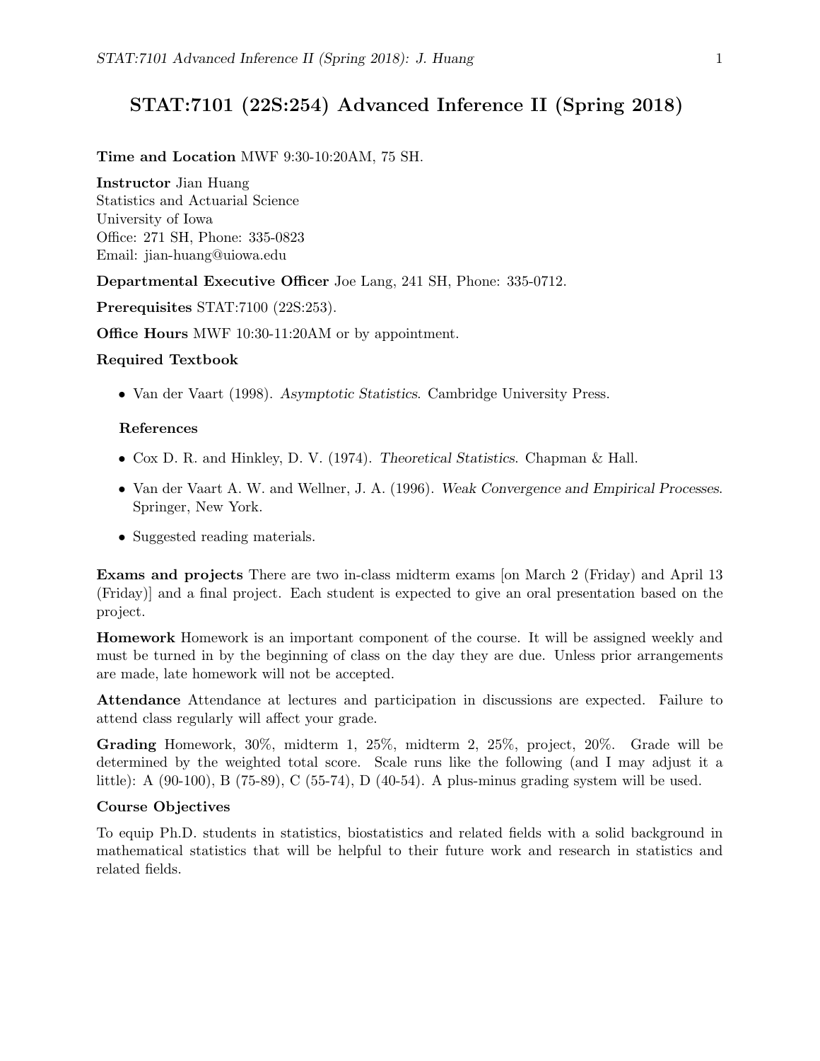# STAT:7101 (22S:254) Advanced Inference II (Spring 2018)

**Time and Location** MWF 9:30-10:20AM, 75 SH.

**Instructor** Jian Huang
Statistics and Actuarial Science
University of Iowa
Office: 271 SH, Phone: 335-0823
Email: jian-huang@uiowa.edu

**Departmental Executive Officer** Joe Lang, 241 SH, Phone: 335-0712.

**Prerequisites** STAT:7100 (22S:253).

**Office Hours** MWF 10:30-11:20AM or by appointment.

**Required Textbook**

- Van der Vaart (1998). *Asymptotic Statistics*. Cambridge University Press.

**References**

- Cox D. R. and Hinkley, D. V. (1974). *Theoretical Statistics*. Chapman & Hall.
- Van der Vaart A. W. and Wellner, J. A. (1996). *Weak Convergence and Empirical Processes*. Springer, New York.
- Suggested reading materials.

**Exams and projects** There are two in-class midterm exams [on March 2 (Friday) and April 13 (Friday)] and a final project. Each student is expected to give an oral presentation based on the project.

**Homework** Homework is an important component of the course. It will be assigned weekly and must be turned in by the beginning of class on the day they are due. Unless prior arrangements are made, late homework will not be accepted.

**Attendance** Attendance at lectures and participation in discussions are expected. Failure to attend class regularly will affect your grade.

**Grading** Homework, 30%, midterm 1, 25%, midterm 2, 25%, project, 20%. Grade will be determined by the weighted total score. Scale runs like the following (and I may adjust it a little): A (90-100), B (75-89), C (55-74), D (40-54). A plus-minus grading system will be used.

**Course Objectives**

To equip Ph.D. students in statistics, biostatistics and related fields with a solid background in mathematical statistics that will be helpful to their future work and research in statistics and related fields.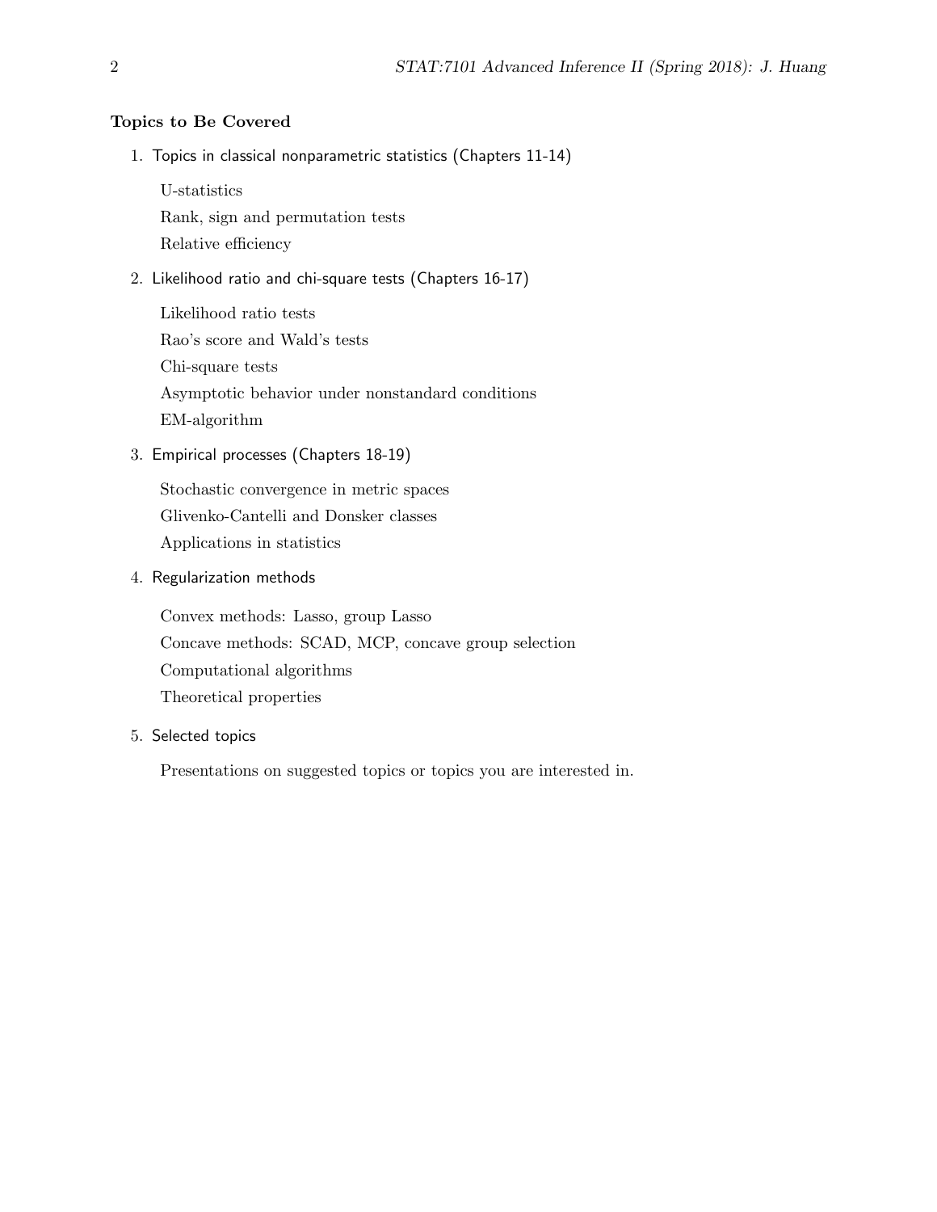**Topics to Be Covered**

1. Topics in classical nonparametric statistics (Chapters 11-14)

   U-statistics

   Rank, sign and permutation tests

   Relative efficiency

2. Likelihood ratio and chi-square tests (Chapters 16-17)

   Likelihood ratio tests

   Rao's score and Wald's tests

   Chi-square tests

   Asymptotic behavior under nonstandard conditions

   EM-algorithm

3. Empirical processes (Chapters 18-19)

   Stochastic convergence in metric spaces

   Glivenko-Cantelli and Donsker classes

   Applications in statistics

4. Regularization methods

   Convex methods: Lasso, group Lasso

   Concave methods: SCAD, MCP, concave group selection

   Computational algorithms

   Theoretical properties

5. Selected topics

   Presentations on suggested topics or topics you are interested in.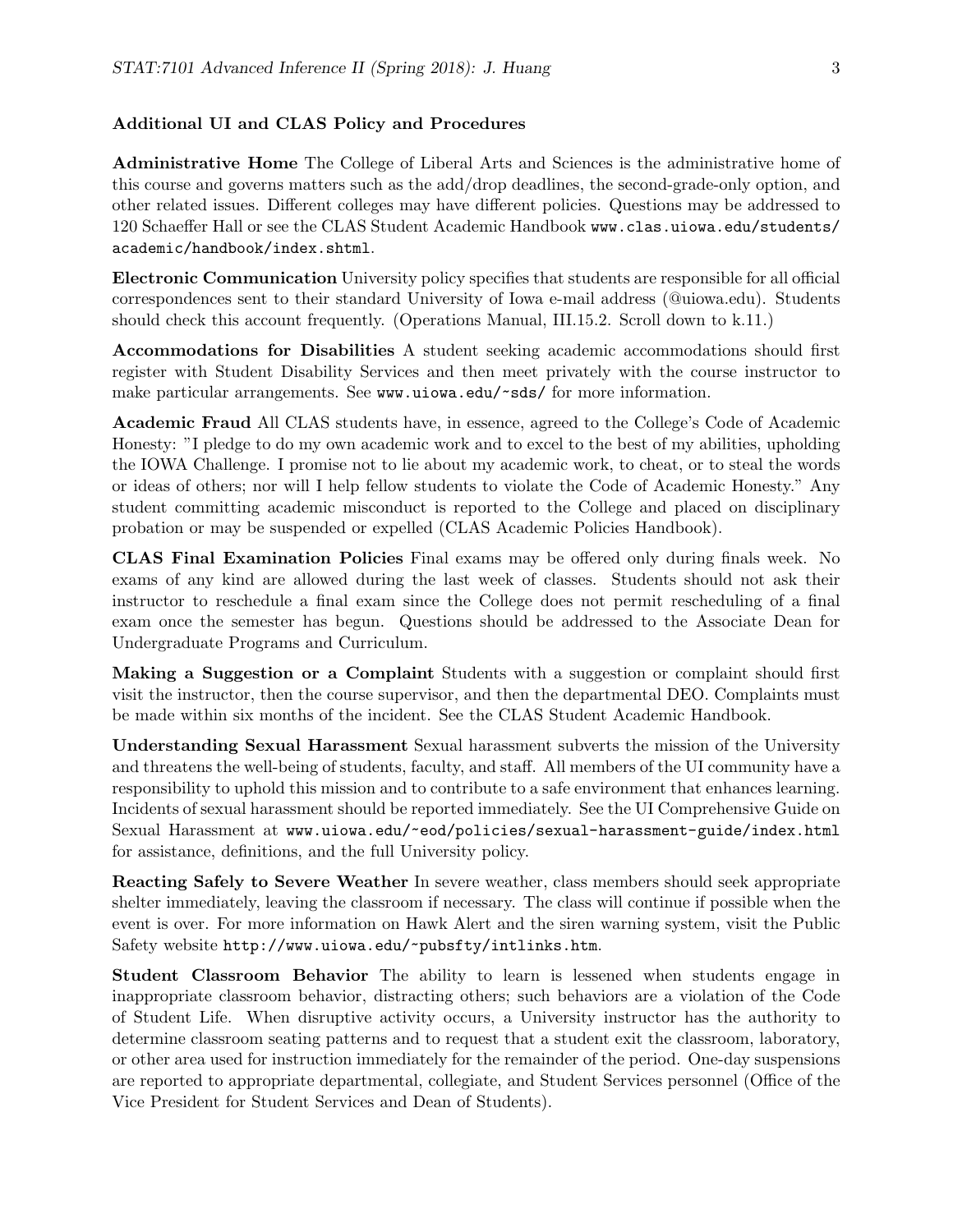### Additional UI and CLAS Policy and Procedures

**Administrative Home** The College of Liberal Arts and Sciences is the administrative home of this course and governs matters such as the add/drop deadlines, the second-grade-only option, and other related issues. Different colleges may have different policies. Questions may be addressed to 120 Schaeffer Hall or see the CLAS Student Academic Handbook `www.clas.uiowa.edu/students/academic/handbook/index.shtml`.

**Electronic Communication** University policy specifies that students are responsible for all official correspondences sent to their standard University of Iowa e-mail address (@uiowa.edu). Students should check this account frequently. (Operations Manual, III.15.2. Scroll down to k.11.)

**Accommodations for Disabilities** A student seeking academic accommodations should first register with Student Disability Services and then meet privately with the course instructor to make particular arrangements. See `www.uiowa.edu/~sds/` for more information.

**Academic Fraud** All CLAS students have, in essence, agreed to the College's Code of Academic Honesty: "I pledge to do my own academic work and to excel to the best of my abilities, upholding the IOWA Challenge. I promise not to lie about my academic work, to cheat, or to steal the words or ideas of others; nor will I help fellow students to violate the Code of Academic Honesty." Any student committing academic misconduct is reported to the College and placed on disciplinary probation or may be suspended or expelled (CLAS Academic Policies Handbook).

**CLAS Final Examination Policies** Final exams may be offered only during finals week. No exams of any kind are allowed during the last week of classes. Students should not ask their instructor to reschedule a final exam since the College does not permit rescheduling of a final exam once the semester has begun. Questions should be addressed to the Associate Dean for Undergraduate Programs and Curriculum.

**Making a Suggestion or a Complaint** Students with a suggestion or complaint should first visit the instructor, then the course supervisor, and then the departmental DEO. Complaints must be made within six months of the incident. See the CLAS Student Academic Handbook.

**Understanding Sexual Harassment** Sexual harassment subverts the mission of the University and threatens the well-being of students, faculty, and staff. All members of the UI community have a responsibility to uphold this mission and to contribute to a safe environment that enhances learning. Incidents of sexual harassment should be reported immediately. See the UI Comprehensive Guide on Sexual Harassment at `www.uiowa.edu/~eod/policies/sexual-harassment-guide/index.html` for assistance, definitions, and the full University policy.

**Reacting Safely to Severe Weather** In severe weather, class members should seek appropriate shelter immediately, leaving the classroom if necessary. The class will continue if possible when the event is over. For more information on Hawk Alert and the siren warning system, visit the Public Safety website `http://www.uiowa.edu/~pubsfty/intlinks.htm`.

**Student Classroom Behavior** The ability to learn is lessened when students engage in inappropriate classroom behavior, distracting others; such behaviors are a violation of the Code of Student Life. When disruptive activity occurs, a University instructor has the authority to determine classroom seating patterns and to request that a student exit the classroom, laboratory, or other area used for instruction immediately for the remainder of the period. One-day suspensions are reported to appropriate departmental, collegiate, and Student Services personnel (Office of the Vice President for Student Services and Dean of Students).